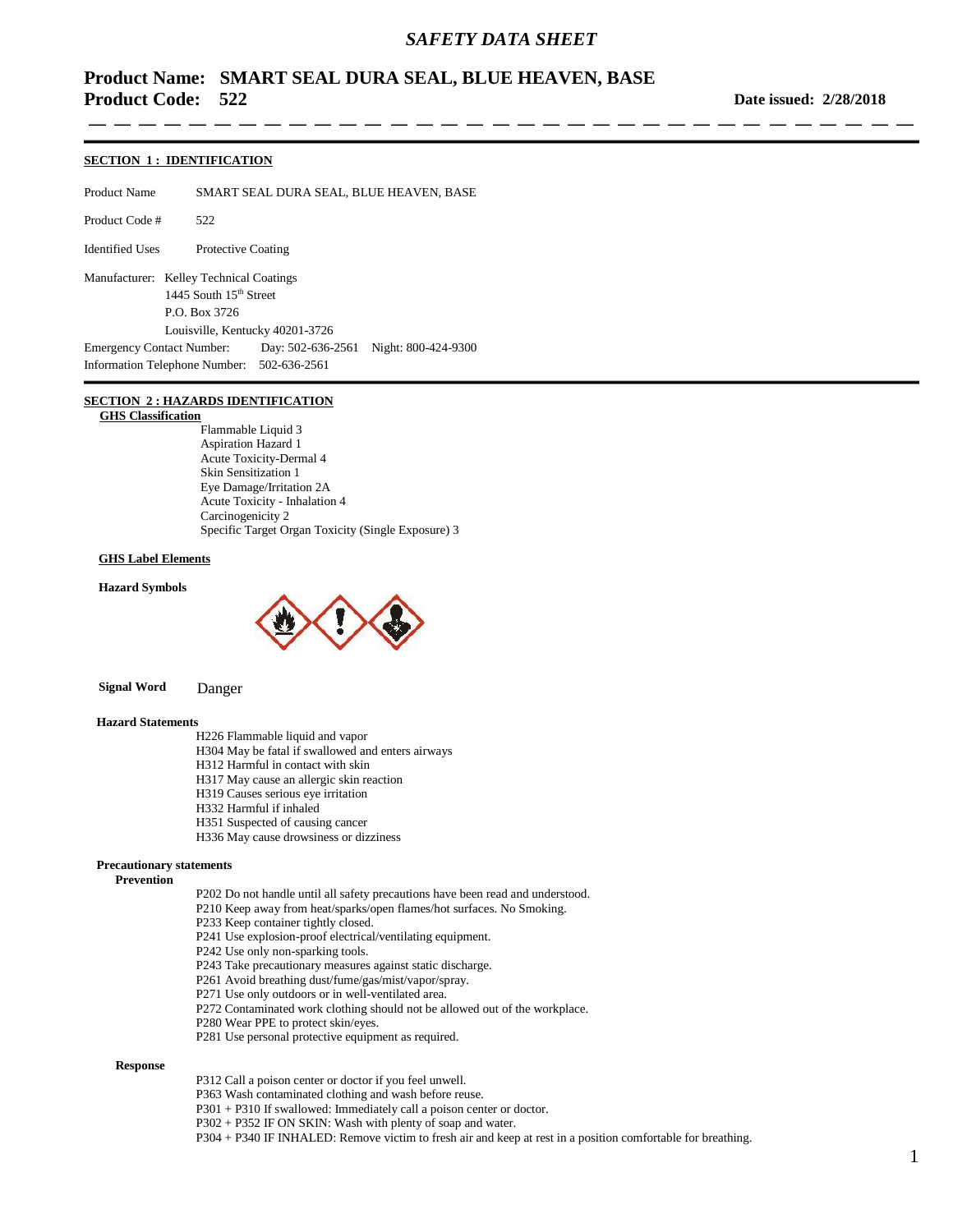# *SAFETY DATA SHEET*

## Product Name: SMART SEAL DURA SEAL, BLUE HEAVEN, BASE
## Product Code: 522

**Date issued: 2/28/2018**

---

### SECTION 1 : IDENTIFICATION

Product Name SMART SEAL DURA SEAL, BLUE HEAVEN, BASE

Product Code # 522

Identified Uses Protective Coating

Manufacturer: Kelley Technical Coatings
1445 South 15th Street
P.O. Box 3726
Louisville, Kentucky 40201-3726

Emergency Contact Number: Day: 502-636-2561 Night: 800-424-9300

Information Telephone Number: 502-636-2561

---

### SECTION 2 : HAZARDS IDENTIFICATION

**GHS Classification**

Flammable Liquid 3
Aspiration Hazard 1
Acute Toxicity-Dermal 4
Skin Sensitization 1
Eye Damage/Irritation 2A
Acute Toxicity - Inhalation 4
Carcinogenicity 2
Specific Target Organ Toxicity (Single Exposure) 3

**GHS Label Elements**

**Hazard Symbols**

**Signal Word** Danger

**Hazard Statements**

H226 Flammable liquid and vapor
H304 May be fatal if swallowed and enters airways
H312 Harmful in contact with skin
H317 May cause an allergic skin reaction
H319 Causes serious eye irritation
H332 Harmful if inhaled
H351 Suspected of causing cancer
H336 May cause drowsiness or dizziness

**Precautionary statements**

**Prevention**

P202 Do not handle until all safety precautions have been read and understood.
P210 Keep away from heat/sparks/open flames/hot surfaces. No Smoking.
P233 Keep container tightly closed.
P241 Use explosion-proof electrical/ventilating equipment.
P242 Use only non-sparking tools.
P243 Take precautionary measures against static discharge.
P261 Avoid breathing dust/fume/gas/mist/vapor/spray.
P271 Use only outdoors or in well-ventilated area.
P272 Contaminated work clothing should not be allowed out of the workplace.
P280 Wear PPE to protect skin/eyes.
P281 Use personal protective equipment as required.

**Response**

P312 Call a poison center or doctor if you feel unwell.
P363 Wash contaminated clothing and wash before reuse.
P301 + P310 If swallowed: Immediately call a poison center or doctor.
P302 + P352 IF ON SKIN: Wash with plenty of soap and water.
P304 + P340 IF INHALED: Remove victim to fresh air and keep at rest in a position comfortable for breathing.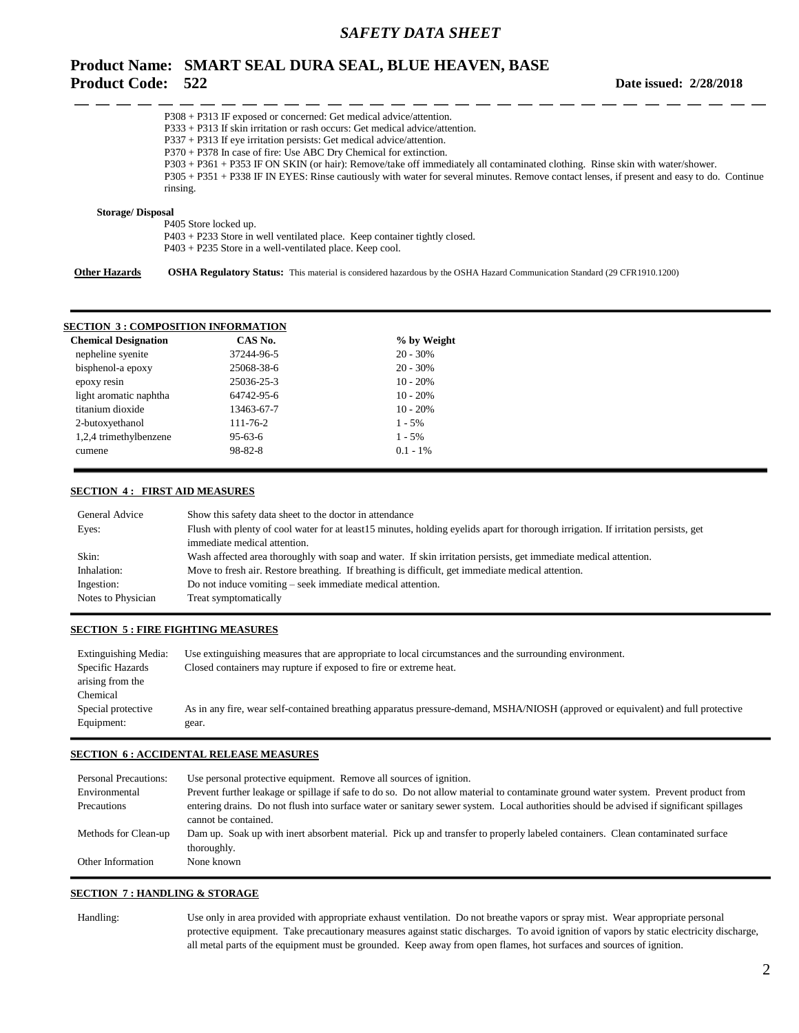P308 + P313 IF exposed or concerned: Get medical advice/attention.
P333 + P313 If skin irritation or rash occurs: Get medical advice/attention.
P337 + P313 If eye irritation persists: Get medical advice/attention.
P370 + P378 In case of fire: Use ABC Dry Chemical for extinction.
P303 + P361 + P353 IF ON SKIN (or hair): Remove/take off immediately all contaminated clothing. Rinse skin with water/shower.
P305 + P351 + P338 IF IN EYES: Rinse cautiously with water for several minutes. Remove contact lenses, if present and easy to do. Continue rinsing.

**Storage/ Disposal**

P405 Store locked up.
P403 + P233 Store in well ventilated place. Keep container tightly closed.
P403 + P235 Store in a well-ventilated place. Keep cool.

**Other Hazards** **OSHA Regulatory Status:** This material is considered hazardous by the OSHA Hazard Communication Standard (29 CFR1910.1200)

## SECTION 3 : COMPOSITION INFORMATION

| Chemical Designation | CAS No. | % by Weight |
|---|---|---|
| nepheline syenite | 37244-96-5 | 20 - 30% |
| bisphenol-a epoxy | 25068-38-6 | 20 - 30% |
| epoxy resin | 25036-25-3 | 10 - 20% |
| light aromatic naphtha | 64742-95-6 | 10 - 20% |
| titanium dioxide | 13463-67-7 | 10 - 20% |
| 2-butoxyethanol | 111-76-2 | 1 - 5% |
| 1,2,4 trimethylbenzene | 95-63-6 | 1 - 5% |
| cumene | 98-82-8 | 0.1 - 1% |

## SECTION 4 : FIRST AID MEASURES

| | |
|---|---|
| General Advice | Show this safety data sheet to the doctor in attendance |
| Eyes: | Flush with plenty of cool water for at least15 minutes, holding eyelids apart for thorough irrigation. If irritation persists, get immediate medical attention. |
| Skin: | Wash affected area thoroughly with soap and water. If skin irritation persists, get immediate medical attention. |
| Inhalation: | Move to fresh air. Restore breathing. If breathing is difficult, get immediate medical attention. |
| Ingestion: | Do not induce vomiting – seek immediate medical attention. |
| Notes to Physician | Treat symptomatically |

## SECTION 5 : FIRE FIGHTING MEASURES

| | |
|---|---|
| Extinguishing Media: | Use extinguishing measures that are appropriate to local circumstances and the surrounding environment. |
| Specific Hazards arising from the Chemical | Closed containers may rupture if exposed to fire or extreme heat. |
| Special protective Equipment: | As in any fire, wear self-contained breathing apparatus pressure-demand, MSHA/NIOSH (approved or equivalent) and full protective gear. |

## SECTION 6 : ACCIDENTAL RELEASE MEASURES

| | |
|---|---|
| Personal Precautions: | Use personal protective equipment. Remove all sources of ignition. |
| Environmental Precautions | Prevent further leakage or spillage if safe to do so. Do not allow material to contaminate ground water system. Prevent product from entering drains. Do not flush into surface water or sanitary sewer system. Local authorities should be advised if significant spillages cannot be contained. |
| Methods for Clean-up | Dam up. Soak up with inert absorbent material. Pick up and transfer to properly labeled containers. Clean contaminated surface thoroughly. |
| Other Information | None known |

## SECTION 7 : HANDLING & STORAGE

| | |
|---|---|
| Handling: | Use only in area provided with appropriate exhaust ventilation. Do not breathe vapors or spray mist. Wear appropriate personal protective equipment. Take precautionary measures against static discharges. To avoid ignition of vapors by static electricity discharge, all metal parts of the equipment must be grounded. Keep away from open flames, hot surfaces and sources of ignition. |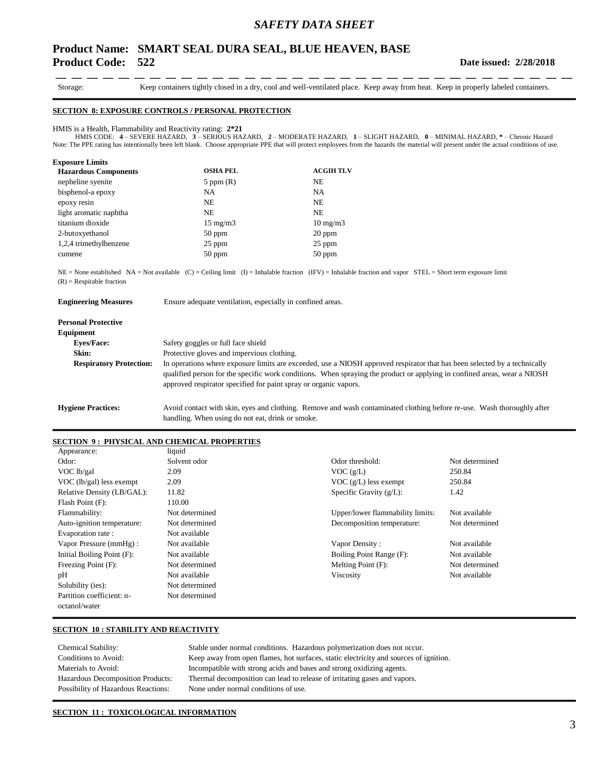# SAFETY DATA SHEET

**Product Name: SMART SEAL DURA SEAL, BLUE HEAVEN, BASE**
**Product Code: 522** **Date issued: 2/28/2018**

Storage: Keep containers tightly closed in a dry, cool and well-ventilated place. Keep away from heat. Keep in properly labeled containers.

## SECTION 8: EXPOSURE CONTROLS / PERSONAL PROTECTION

HMIS is a Health, Flammability and Reactivity rating: **2*21**

HMIS CODE: **4** – SEVERE HAZARD, **3** – SERIOUS HAZARD, **2** – MODERATE HAZARD, **1** – SLIGHT HAZARD, **0** – MINIMAL HAZARD, **\*** – Chronic Hazard

Note: The PPE rating has intentionally been left blank. Choose appropriate PPE that will protect employees from the hazards the material will present under the actual conditions of use.

**Exposure Limits**

| Hazardous Components | OSHA PEL | ACGIH TLV |
|---|---|---|
| nepheline syenite | 5 ppm (R) | NE |
| bisphenol-a epoxy | NA | NA |
| epoxy resin | NE | NE |
| light aromatic naphtha | NE | NE |
| titanium dioxide | 15 mg/m3 | 10 mg/m3 |
| 2-butoxyethanol | 50 ppm | 20 ppm |
| 1,2,4 trimethylbenzene | 25 ppm | 25 ppm |
| cumene | 50 ppm | 50 ppm |

NE = None established NA = Not available (C) = Ceiling limit (I) = Inhalable fraction (IFV) = Inhalable fraction and vapor STEL = Short term exposure limit
(R) = Respirable fraction

**Engineering Measures** Ensure adequate ventilation, especially in confined areas.

**Personal Protective Equipment**

**Eyes/Face:** Safety goggles or full face shield

**Skin:** Protective gloves and impervious clothing.

**Respiratory Protection:** In operations where exposure limits are exceeded, use a NIOSH approved respirator that has been selected by a technically qualified person for the specific work conditions. When spraying the product or applying in confined areas, wear a NIOSH approved respirator specified for paint spray or organic vapors.

**Hygiene Practices:** Avoid contact with skin, eyes and clothing. Remove and wash contaminated clothing before re-use. Wash thoroughly after handling. When using do not eat, drink or smoke.

## SECTION 9 : PHYSICAL AND CHEMICAL PROPERTIES

| | | | |
|---|---|---|---|
| Appearance: | liquid | | |
| Odor: | Solvent odor | Odor threshold: | Not determined |
| VOC lb/gal | 2.09 | VOC (g/L) | 250.84 |
| VOC (lb/gal) less exempt | 2.09 | VOC (g/L) less exempt | 250.84 |
| Relative Density (LB/GAL): | 11.82 | Specific Gravity (g/L): | 1.42 |
| Flash Point (F): | 110.00 | | |
| Flammability: | Not determined | Upper/lower flammability limits: | Not available |
| Auto-ignition temperature: | Not determined | Decomposition temperature: | Not determined |
| Evaporation rate : | Not available | | |
| Vapor Pressure (mmHg) : | Not available | Vapor Density : | Not available |
| Initial Boiling Point (F): | Not available | Boiling Point Range (F): | Not available |
| Freezing Point (F): | Not determined | Melting Point (F): | Not determined |
| pH | Not available | Viscosity | Not available |
| Solubility (ies): | Not determined | | |
| Partition coefficient: n-octanol/water | Not determined | | |

## SECTION 10 : STABILITY AND REACTIVITY

| | |
|---|---|
| Chemical Stability: | Stable under normal conditions. Hazardous polymerization does not occur. |
| Conditions to Avoid: | Keep away from open flames, hot surfaces, static electricity and sources of ignition. |
| Materials to Avoid: | Incompatible with strong acids and bases and strong oxidizing agents. |
| Hazardous Decomposition Products: | Thermal decomposition can lead to release of irritating gases and vapors. |
| Possibility of Hazardous Reactions: | None under normal conditions of use. |

## SECTION 11 : TOXICOLOGICAL INFORMATION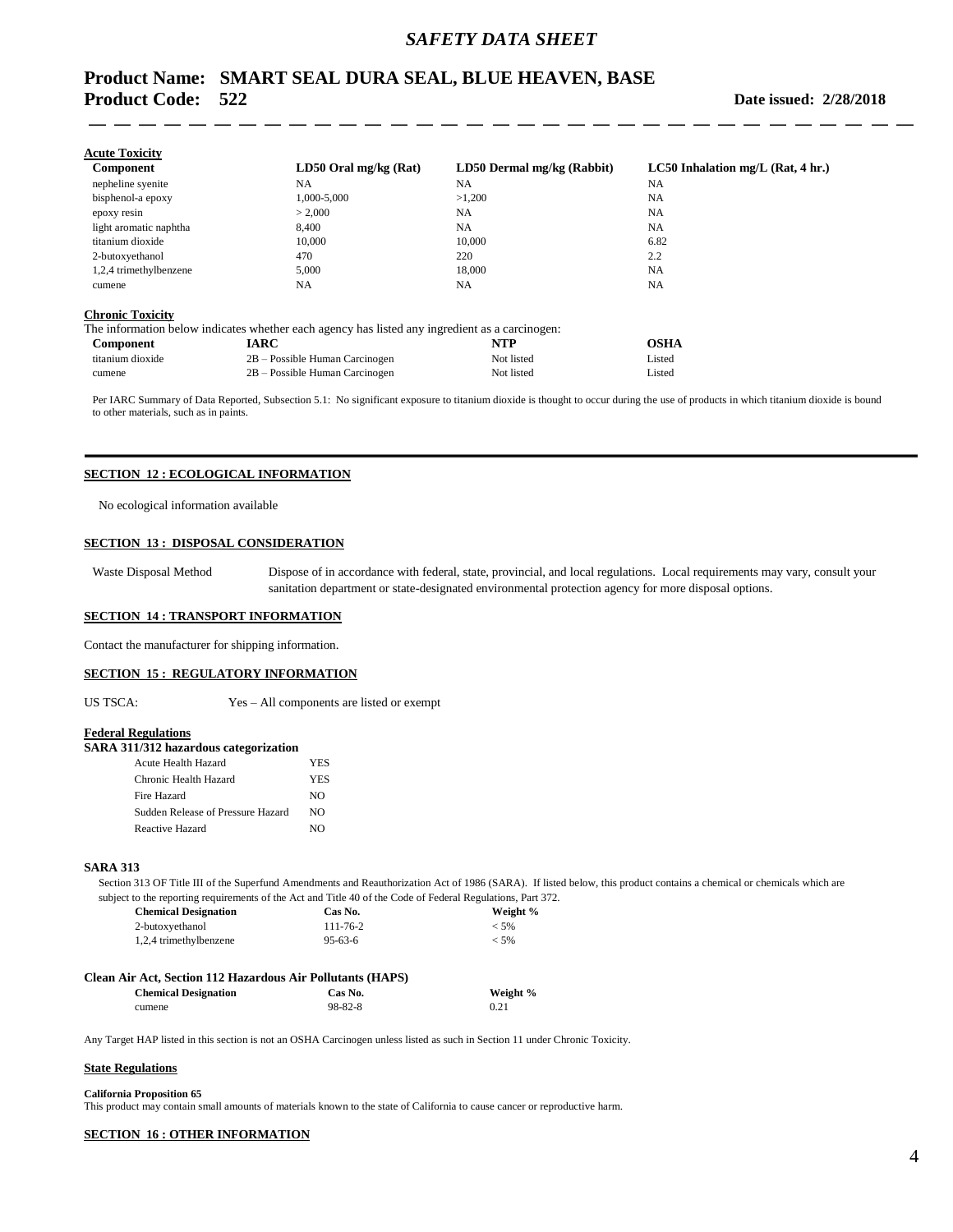**Acute Toxicity**

| Component | LD50 Oral mg/kg (Rat) | LD50 Dermal mg/kg (Rabbit) | LC50 Inhalation mg/L (Rat, 4 hr.) |
|---|---|---|---|
| nepheline syenite | NA | NA | NA |
| bisphenol-a epoxy | 1,000-5,000 | >1,200 | NA |
| epoxy resin | > 2,000 | NA | NA |
| light aromatic naphtha | 8,400 | NA | NA |
| titanium dioxide | 10,000 | 10,000 | 6.82 |
| 2-butoxyethanol | 470 | 220 | 2.2 |
| 1,2,4 trimethylbenzene | 5,000 | 18,000 | NA |
| cumene | NA | NA | NA |

**Chronic Toxicity**

The information below indicates whether each agency has listed any ingredient as a carcinogen:

| Component | IARC | NTP | OSHA |
|---|---|---|---|
| titanium dioxide | 2B – Possible Human Carcinogen | Not listed | Listed |
| cumene | 2B – Possible Human Carcinogen | Not listed | Listed |

Per IARC Summary of Data Reported, Subsection 5.1: No significant exposure to titanium dioxide is thought to occur during the use of products in which titanium dioxide is bound to other materials, such as in paints.

## SECTION 12 : ECOLOGICAL INFORMATION

No ecological information available

## SECTION 13 : DISPOSAL CONSIDERATION

Waste Disposal Method — Dispose of in accordance with federal, state, provincial, and local regulations. Local requirements may vary, consult your sanitation department or state-designated environmental protection agency for more disposal options.

## SECTION 14 : TRANSPORT INFORMATION

Contact the manufacturer for shipping information.

## SECTION 15 : REGULATORY INFORMATION

US TSCA: Yes – All components are listed or exempt

**Federal Regulations**

**SARA 311/312 hazardous categorization**

| | |
|---|---|
| Acute Health Hazard | YES |
| Chronic Health Hazard | YES |
| Fire Hazard | NO |
| Sudden Release of Pressure Hazard | NO |
| Reactive Hazard | NO |

**SARA 313**

Section 313 OF Title III of the Superfund Amendments and Reauthorization Act of 1986 (SARA). If listed below, this product contains a chemical or chemicals which are subject to the reporting requirements of the Act and Title 40 of the Code of Federal Regulations, Part 372.

| Chemical Designation | Cas No. | Weight % |
|---|---|---|
| 2-butoxyethanol | 111-76-2 | < 5% |
| 1,2,4 trimethylbenzene | 95-63-6 | < 5% |

**Clean Air Act, Section 112 Hazardous Air Pollutants (HAPS)**

| Chemical Designation | Cas No. | Weight % |
|---|---|---|
| cumene | 98-82-8 | 0.21 |

Any Target HAP listed in this section is not an OSHA Carcinogen unless listed as such in Section 11 under Chronic Toxicity.

**State Regulations**

**California Proposition 65**

This product may contain small amounts of materials known to the state of California to cause cancer or reproductive harm.

## SECTION 16 : OTHER INFORMATION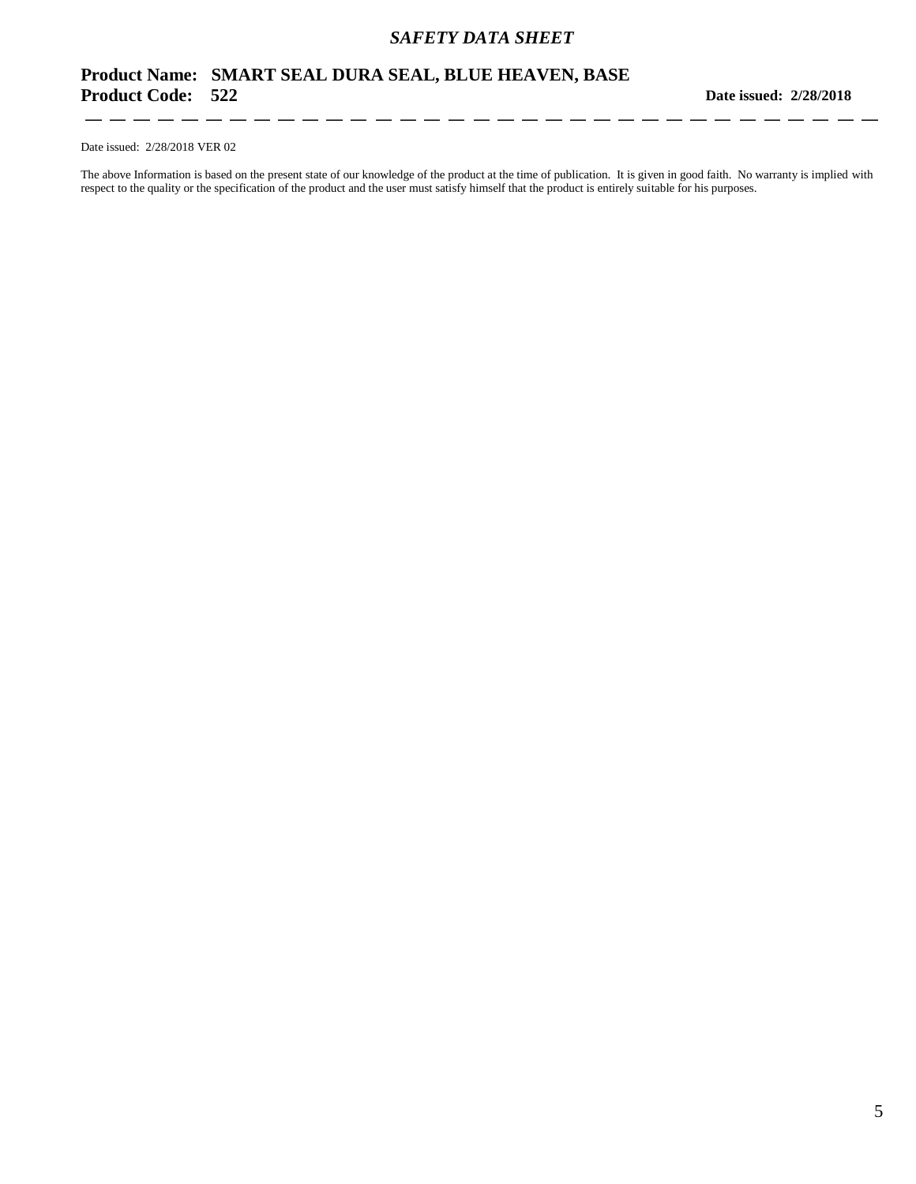Date issued: 2/28/2018 VER 02

The above Information is based on the present state of our knowledge of the product at the time of publication. It is given in good faith. No warranty is implied with respect to the quality or the specification of the product and the user must satisfy himself that the product is entirely suitable for his purposes.